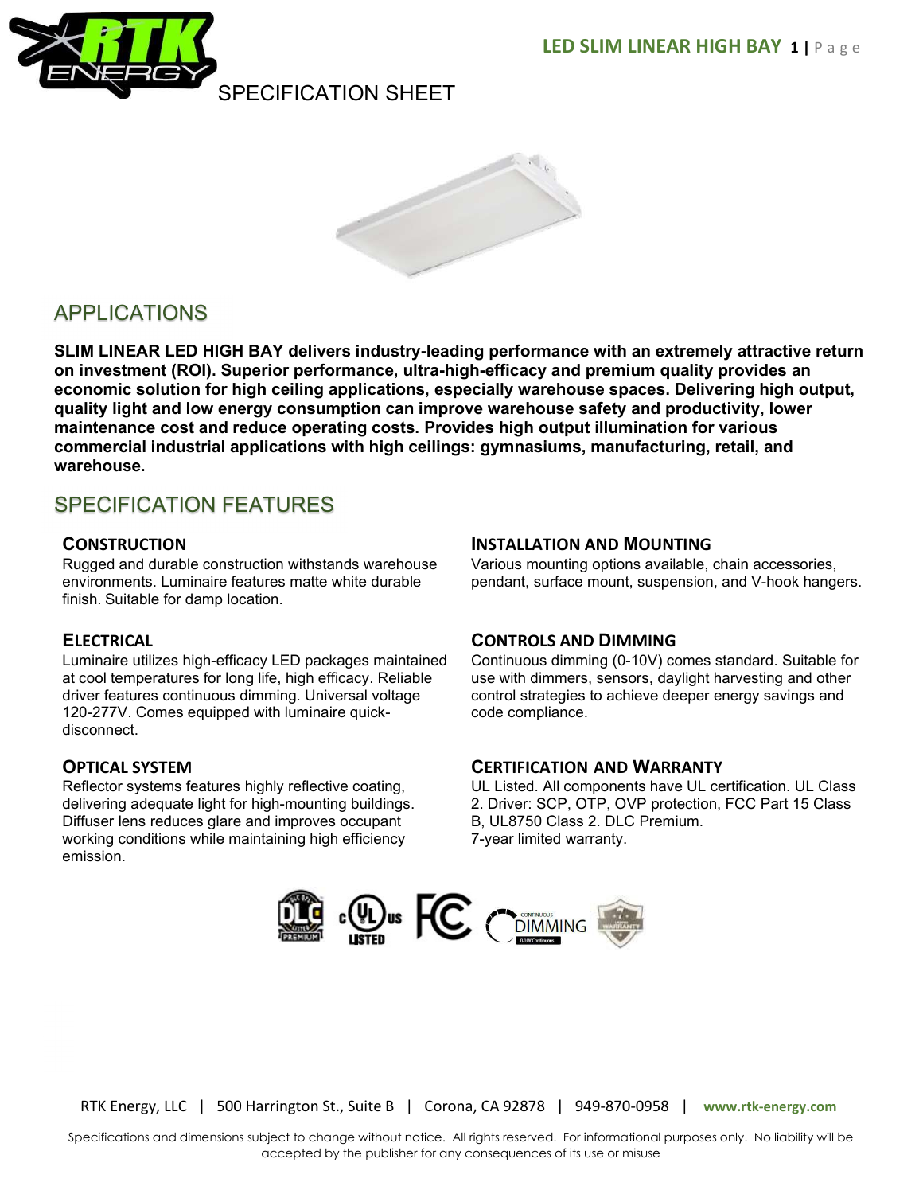# SPECIFICATION SHEET

## APPLICATIONS

**SLIM LINEAR LED HIGH BAY delivers industry-leading performance with an extremely attractive return on investment (ROI). Superior performance, ultra-high-efficacy and premium quality provides an economic solution for high ceiling applications, especially warehouse spaces. Delivering high output, quality light and low energy consumption can improve warehouse safety and productivity, lower maintenance cost and reduce operating costs. Provides high output illumination for various commercial industrial applications with high ceilings: gymnasiums, manufacturing, retail, and warehouse.**

## SPECIFICATION FEATURES

### CONSTRUCTION

Rugged and durable construction withstands warehouse environments. Luminaire features matte white durable finish. Suitable for damp location.

### ELECTRICAL

Luminaire utilizes high-efficacy LED packages maintained at cool temperatures for long life, high efficacy. Reliable driver features continuous dimming. Universal voltage 120-277V. Comes equipped with luminaire quick-disconnect.

### OPTICAL SYSTEM

Reflector systems features highly reflective coating, delivering adequate light for high-mounting buildings. Diffuser lens reduces glare and improves occupant working conditions while maintaining high efficiency emission.

### INSTALLATION AND MOUNTING

Various mounting options available, chain accessories, pendant, surface mount, suspension, and V-hook hangers.

### CONTROLS AND DIMMING

Continuous dimming (0-10V) comes standard. Suitable for use with dimmers, sensors, daylight harvesting and other control strategies to achieve deeper energy savings and code compliance.

### CERTIFICATION AND WARRANTY

UL Listed. All components have UL certification. UL Class 2. Driver: SCP, OTP, OVP protection, FCC Part 15 Class B, UL8750 Class 2. DLC Premium.
7-year limited warranty.

RTK Energy, LLC | 500 Harrington St., Suite B | Corona, CA 92878 | 949-870-0958 | www.rtk-energy.com

Specifications and dimensions subject to change without notice. All rights reserved. For informational purposes only. No liability will be accepted by the publisher for any consequences of its use or misuse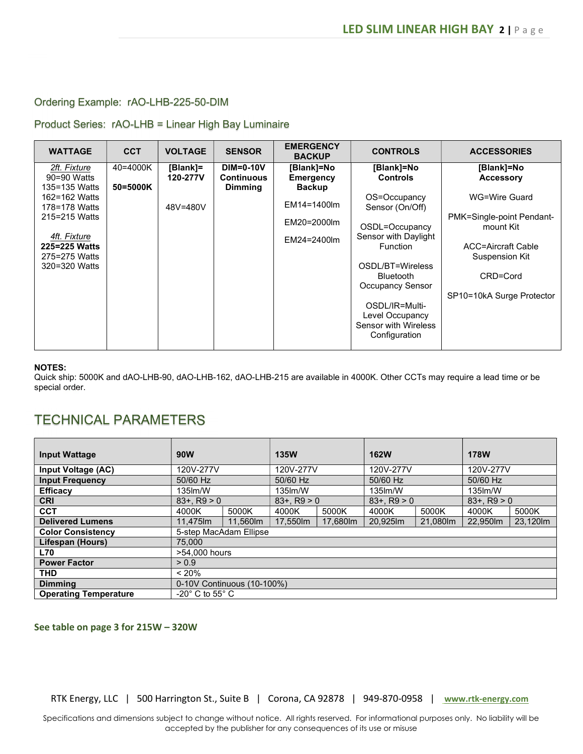Ordering Example: rAO-LHB-225-50-DIM

Product Series: rAO-LHB = Linear High Bay Luminaire

| WATTAGE | CCT | VOLTAGE | SENSOR | EMERGENCY BACKUP | CONTROLS | ACCESSORIES |
|---|---|---|---|---|---|---|
| *2ft. Fixture*<br>90=90 Watts<br>135=135 Watts<br>162=162 Watts<br>178=178 Watts<br>215=215 Watts<br><br>*4ft. Fixture*<br>**225=225 Watts**<br>275=275 Watts<br>320=320 Watts | 40=4000K<br><br>**50=5000K** | **[Blank]= 120-277V**<br><br>48V=480V | **DIM=0-10V Continuous Dimming** | **[Blank]=No Emergency Backup**<br><br>EM14=1400lm<br><br>EM20=2000lm<br><br>EM24=2400lm | **[Blank]=No Controls**<br><br>OS=Occupancy Sensor (On/Off)<br><br>OSDL=Occupancy Sensor with Daylight Function<br><br>OSDL/BT=Wireless Bluetooth Occupancy Sensor<br><br>OSDL/IR=Multi-Level Occupancy Sensor with Wireless Configuration | **[Blank]=No Accessory**<br><br>WG=Wire Guard<br><br>PMK=Single-point Pendant-mount Kit<br><br>ACC=Aircraft Cable Suspension Kit<br><br>CRD=Cord<br><br>SP10=10kA Surge Protector |

**NOTES:**
Quick ship: 5000K and dAO-LHB-90, dAO-LHB-162, dAO-LHB-215 are available in 4000K. Other CCTs may require a lead time or be special order.

## TECHNICAL PARAMETERS

| Input Wattage | 90W | | 135W | | 162W | | 178W | |
|---|---|---|---|---|---|---|---|---|
| **Input Voltage (AC)** | 120V-277V | | 120V-277V | | 120V-277V | | 120V-277V | |
| **Input Frequency** | 50/60 Hz | | 50/60 Hz | | 50/60 Hz | | 50/60 Hz | |
| **Efficacy** | 135lm/W | | 135lm/W | | 135lm/W | | 135lm/W | |
| **CRI** | 83+, R9 > 0 | | 83+, R9 > 0 | | 83+, R9 > 0 | | 83+, R9 > 0 | |
| **CCT** | 4000K | 5000K | 4000K | 5000K | 4000K | 5000K | 4000K | 5000K |
| **Delivered Lumens** | 11,475lm | 11,560lm | 17,550lm | 17,680lm | 20,925lm | 21,080lm | 22,950lm | 23,120lm |
| **Color Consistency** | 5-step MacAdam Ellipse | | | | | | | |
| **Lifespan (Hours)** | 75,000 | | | | | | | |
| **L70** | >54,000 hours | | | | | | | |
| **Power Factor** | > 0.9 | | | | | | | |
| **THD** | < 20% | | | | | | | |
| **Dimming** | 0-10V Continuous (10-100%) | | | | | | | |
| **Operating Temperature** | -20° C to 55° C | | | | | | | |

**See table on page 3 for 215W – 320W**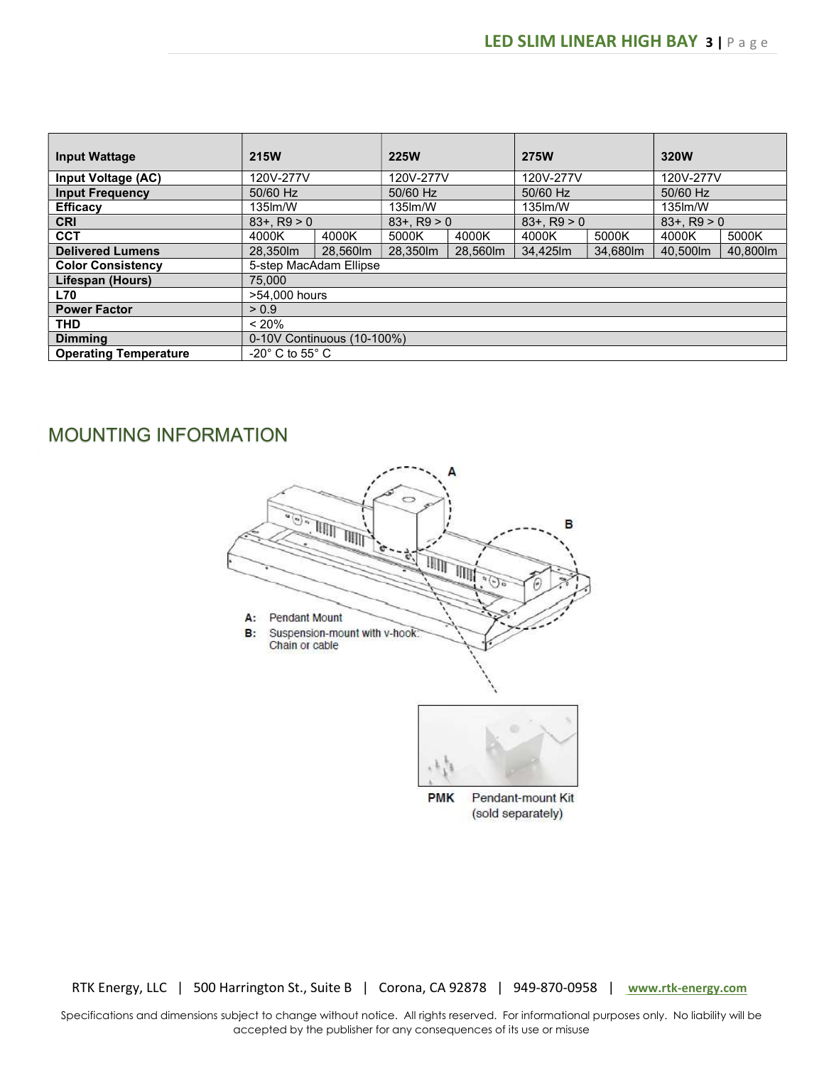| Input Wattage | 215W | | 225W | | 275W | | 320W | |
|---|---|---|---|---|---|---|---|---|
| Input Voltage (AC) | 120V-277V | | 120V-277V | | 120V-277V | | 120V-277V | |
| Input Frequency | 50/60 Hz | | 50/60 Hz | | 50/60 Hz | | 50/60 Hz | |
| Efficacy | 135lm/W | | 135lm/W | | 135lm/W | | 135lm/W | |
| CRI | 83+, R9 > 0 | | 83+, R9 > 0 | | 83+, R9 > 0 | | 83+, R9 > 0 | |
| CCT | 4000K | 4000K | 5000K | 4000K | 4000K | 5000K | 4000K | 5000K |
| Delivered Lumens | 28,350lm | 28,560lm | 28,350lm | 28,560lm | 34,425lm | 34,680lm | 40,500lm | 40,800lm |
| Color Consistency | 5-step MacAdam Ellipse | | | | | | | |
| Lifespan (Hours) | 75,000 | | | | | | | |
| L70 | >54,000 hours | | | | | | | |
| Power Factor | > 0.9 | | | | | | | |
| THD | < 20% | | | | | | | |
| Dimming | 0-10V Continuous (10-100%) | | | | | | | |
| Operating Temperature | -20° C to 55° C | | | | | | | |

## MOUNTING INFORMATION

A: Pendant Mount

B: Suspension-mount with v-hook: Chain or cable

PMK Pendant-mount Kit (sold separately)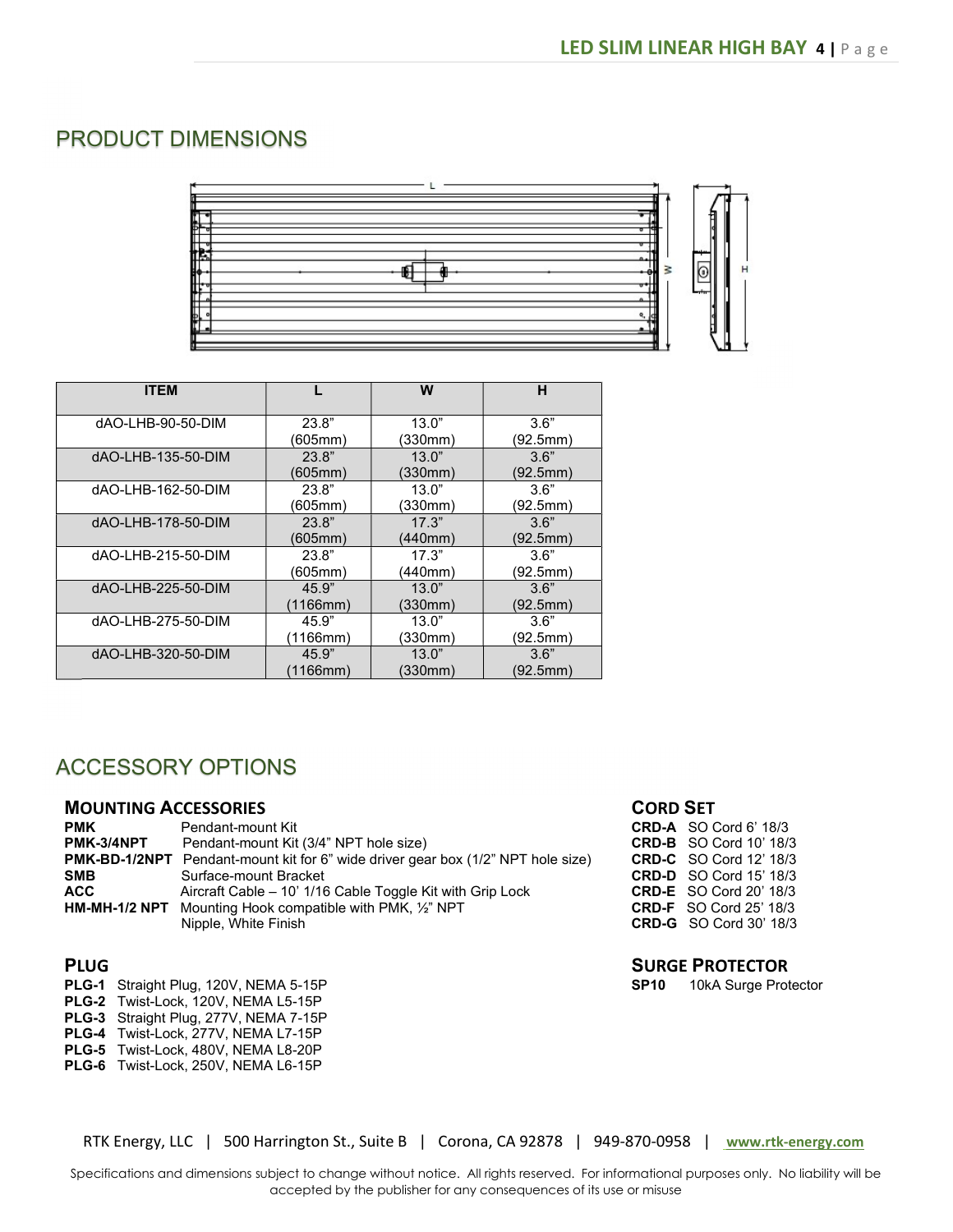## PRODUCT DIMENSIONS

| ITEM | L | W | H |
|---|---|---|---|
| dAO-LHB-90-50-DIM | 23.8" (605mm) | 13.0" (330mm) | 3.6" (92.5mm) |
| dAO-LHB-135-50-DIM | 23.8" (605mm) | 13.0" (330mm) | 3.6" (92.5mm) |
| dAO-LHB-162-50-DIM | 23.8" (605mm) | 13.0" (330mm) | 3.6" (92.5mm) |
| dAO-LHB-178-50-DIM | 23.8" (605mm) | 17.3" (440mm) | 3.6" (92.5mm) |
| dAO-LHB-215-50-DIM | 23.8" (605mm) | 17.3" (440mm) | 3.6" (92.5mm) |
| dAO-LHB-225-50-DIM | 45.9" (1166mm) | 13.0" (330mm) | 3.6" (92.5mm) |
| dAO-LHB-275-50-DIM | 45.9" (1166mm) | 13.0" (330mm) | 3.6" (92.5mm) |
| dAO-LHB-320-50-DIM | 45.9" (1166mm) | 13.0" (330mm) | 3.6" (92.5mm) |

## ACCESSORY OPTIONS

### MOUNTING ACCESSORIES

**PMK** Pendant-mount Kit
**PMK-3/4NPT** Pendant-mount Kit (3/4" NPT hole size)
**PMK-BD-1/2NPT** Pendant-mount kit for 6" wide driver gear box (1/2" NPT hole size)
**SMB** Surface-mount Bracket
**ACC** Aircraft Cable – 10' 1/16 Cable Toggle Kit with Grip Lock
**HM-MH-1/2 NPT** Mounting Hook compatible with PMK, ½" NPT Nipple, White Finish

### PLUG

**PLG-1** Straight Plug, 120V, NEMA 5-15P
**PLG-2** Twist-Lock, 120V, NEMA L5-15P
**PLG-3** Straight Plug, 277V, NEMA 7-15P
**PLG-4** Twist-Lock, 277V, NEMA L7-15P
**PLG-5** Twist-Lock, 480V, NEMA L8-20P
**PLG-6** Twist-Lock, 250V, NEMA L6-15P

### CORD SET

**CRD-A** SO Cord 6' 18/3
**CRD-B** SO Cord 10' 18/3
**CRD-C** SO Cord 12' 18/3
**CRD-D** SO Cord 15' 18/3
**CRD-E** SO Cord 20' 18/3
**CRD-F** SO Cord 25' 18/3
**CRD-G** SO Cord 30' 18/3

### SURGE PROTECTOR

**SP10** 10kA Surge Protector

RTK Energy, LLC | 500 Harrington St., Suite B | Corona, CA 92878 | 949-870-0958 | www.rtk-energy.com

Specifications and dimensions subject to change without notice. All rights reserved. For informational purposes only. No liability will be accepted by the publisher for any consequences of its use or misuse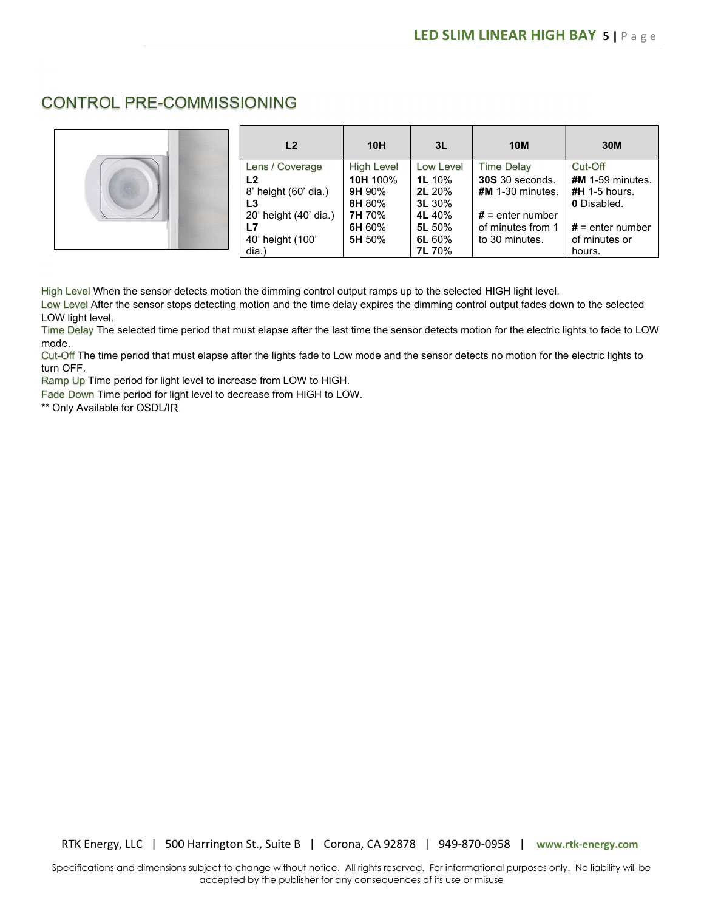## CONTROL PRE-COMMISSIONING

| L2 | 10H | 3L | 10M | 30M |
|---|---|---|---|---|
| Lens / Coverage<br>**L2**<br>8' height (60' dia.)<br>**L3**<br>20' height (40' dia.)<br>**L7**<br>40' height (100' dia.) | High Level<br>**10H** 100%<br>**9H** 90%<br>**8H** 80%<br>**7H** 70%<br>**6H** 60%<br>**5H** 50% | Low Level<br>**1L** 10%<br>**2L** 20%<br>**3L** 30%<br>**4L** 40%<br>**5L** 50%<br>**6L** 60%<br>**7L** 70% | Time Delay<br>**30S** 30 seconds.<br>**#M** 1-30 minutes.<br><br>**#** = enter number of minutes from 1 to 30 minutes. | Cut-Off<br>**#M** 1-59 minutes.<br>**#H** 1-5 hours.<br>**0** Disabled.<br><br>**#** = enter number of minutes or hours. |

High Level When the sensor detects motion the dimming control output ramps up to the selected HIGH light level.

Low Level After the sensor stops detecting motion and the time delay expires the dimming control output fades down to the selected LOW light level.

Time Delay The selected time period that must elapse after the last time the sensor detects motion for the electric lights to fade to LOW mode.

Cut-Off The time period that must elapse after the lights fade to Low mode and the sensor detects no motion for the electric lights to turn OFF.

Ramp Up Time period for light level to increase from LOW to HIGH.

Fade Down Time period for light level to decrease from HIGH to LOW.

** Only Available for OSDL/IR

RTK Energy, LLC | 500 Harrington St., Suite B | Corona, CA 92878 | 949-870-0958 | www.rtk-energy.com

Specifications and dimensions subject to change without notice. All rights reserved. For informational purposes only. No liability will be accepted by the publisher for any consequences of its use or misuse